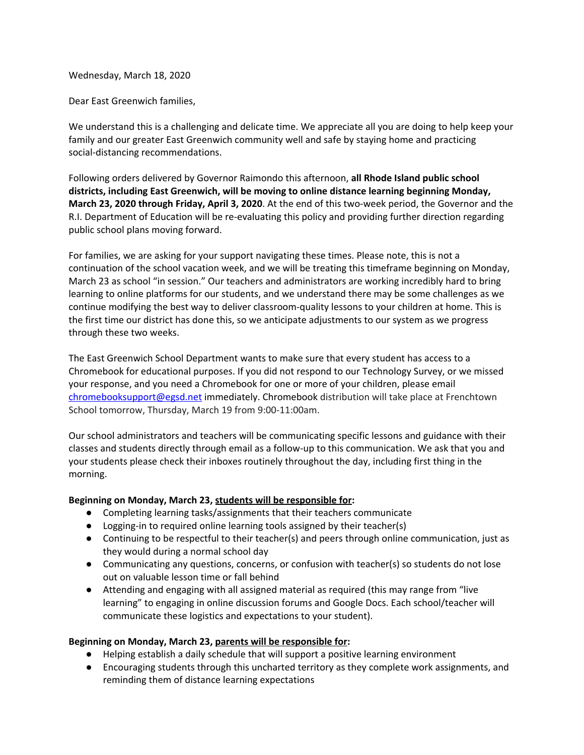Wednesday, March 18, 2020

Dear East Greenwich families,

We understand this is a challenging and delicate time. We appreciate all you are doing to help keep your family and our greater East Greenwich community well and safe by staying home and practicing social-distancing recommendations.

Following orders delivered by Governor Raimondo this afternoon, **all Rhode Island public school districts, including East Greenwich, will be moving to online distance learning beginning Monday, March 23, 2020 through Friday, April 3, 2020**. At the end of this two-week period, the Governor and the R.I. Department of Education will be re-evaluating this policy and providing further direction regarding public school plans moving forward.

For families, we are asking for your support navigating these times. Please note, this is not a continuation of the school vacation week, and we will be treating this timeframe beginning on Monday, March 23 as school "in session." Our teachers and administrators are working incredibly hard to bring learning to online platforms for our students, and we understand there may be some challenges as we continue modifying the best way to deliver classroom-quality lessons to your children at home. This is the first time our district has done this, so we anticipate adjustments to our system as we progress through these two weeks.

The East Greenwich School Department wants to make sure that every student has access to a Chromebook for educational purposes. If you did not respond to our Technology Survey, or we missed your response, and you need a Chromebook for one or more of your children, please email chromebooksupport@egsd.net immediately. Chromebook distribution will take place at Frenchtown School tomorrow, Thursday, March 19 from 9:00-11:00am.

Our school administrators and teachers will be communicating specific lessons and guidance with their classes and students directly through email as a follow-up to this communication. We ask that you and your students please check their inboxes routinely throughout the day, including first thing in the morning.

**Beginning on Monday, March 23, <u>students will be responsible for</u>:**

- Completing learning tasks/assignments that their teachers communicate
- Logging-in to required online learning tools assigned by their teacher(s)
- Continuing to be respectful to their teacher(s) and peers through online communication, just as they would during a normal school day
- Communicating any questions, concerns, or confusion with teacher(s) so students do not lose out on valuable lesson time or fall behind
- Attending and engaging with all assigned material as required (this may range from "live learning" to engaging in online discussion forums and Google Docs. Each school/teacher will communicate these logistics and expectations to your student).

**Beginning on Monday, March 23, <u>parents will be responsible for</u>:**

- Helping establish a daily schedule that will support a positive learning environment
- Encouraging students through this uncharted territory as they complete work assignments, and reminding them of distance learning expectations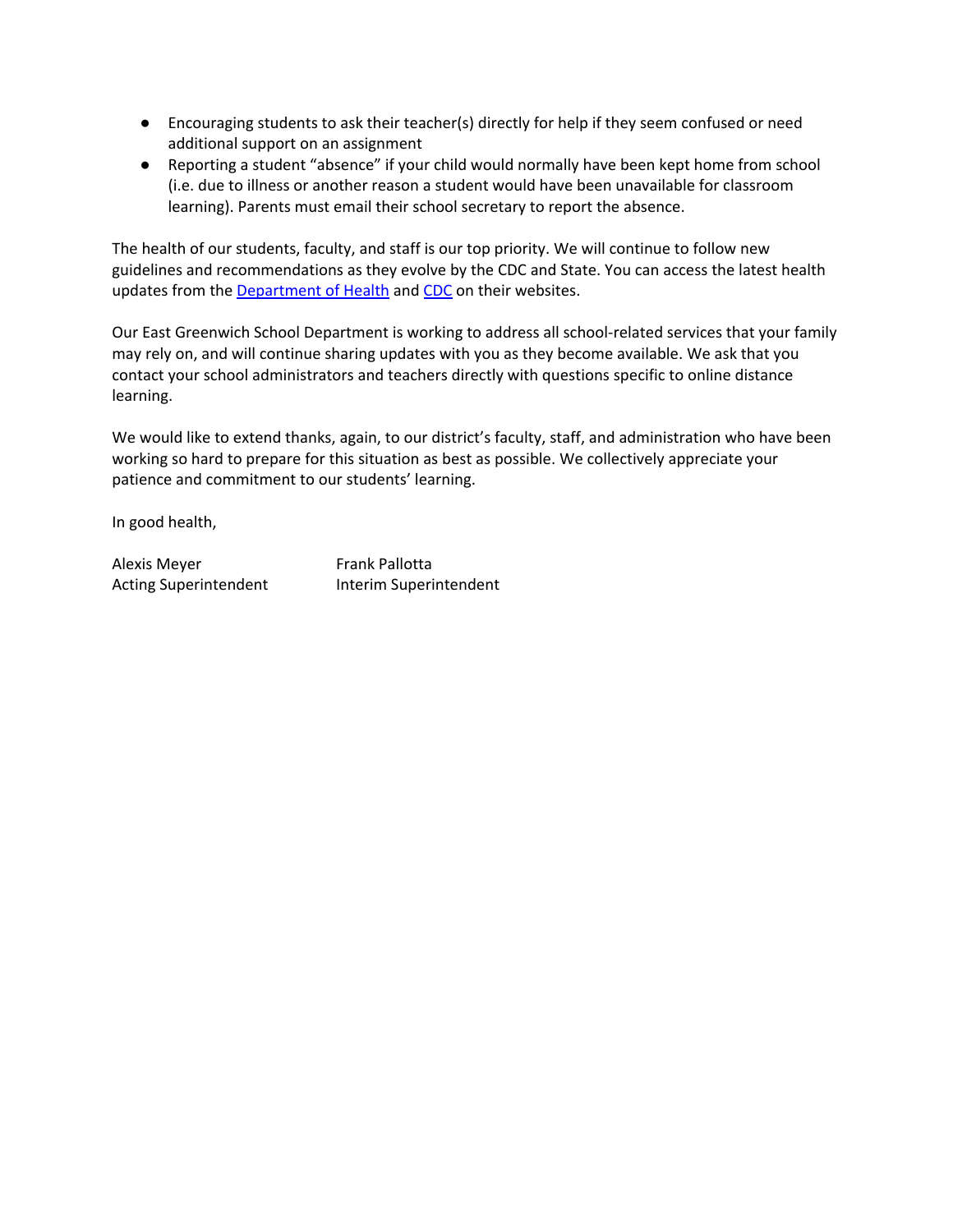- Encouraging students to ask their teacher(s) directly for help if they seem confused or need additional support on an assignment
- Reporting a student "absence" if your child would normally have been kept home from school (i.e. due to illness or another reason a student would have been unavailable for classroom learning). Parents must email their school secretary to report the absence.

The health of our students, faculty, and staff is our top priority. We will continue to follow new guidelines and recommendations as they evolve by the CDC and State. You can access the latest health updates from the Department of Health and CDC on their websites.

Our East Greenwich School Department is working to address all school-related services that your family may rely on, and will continue sharing updates with you as they become available. We ask that you contact your school administrators and teachers directly with questions specific to online distance learning.

We would like to extend thanks, again, to our district's faculty, staff, and administration who have been working so hard to prepare for this situation as best as possible. We collectively appreciate your patience and commitment to our students' learning.

In good health,

Alexis Meyer
Acting Superintendent

Frank Pallotta
Interim Superintendent